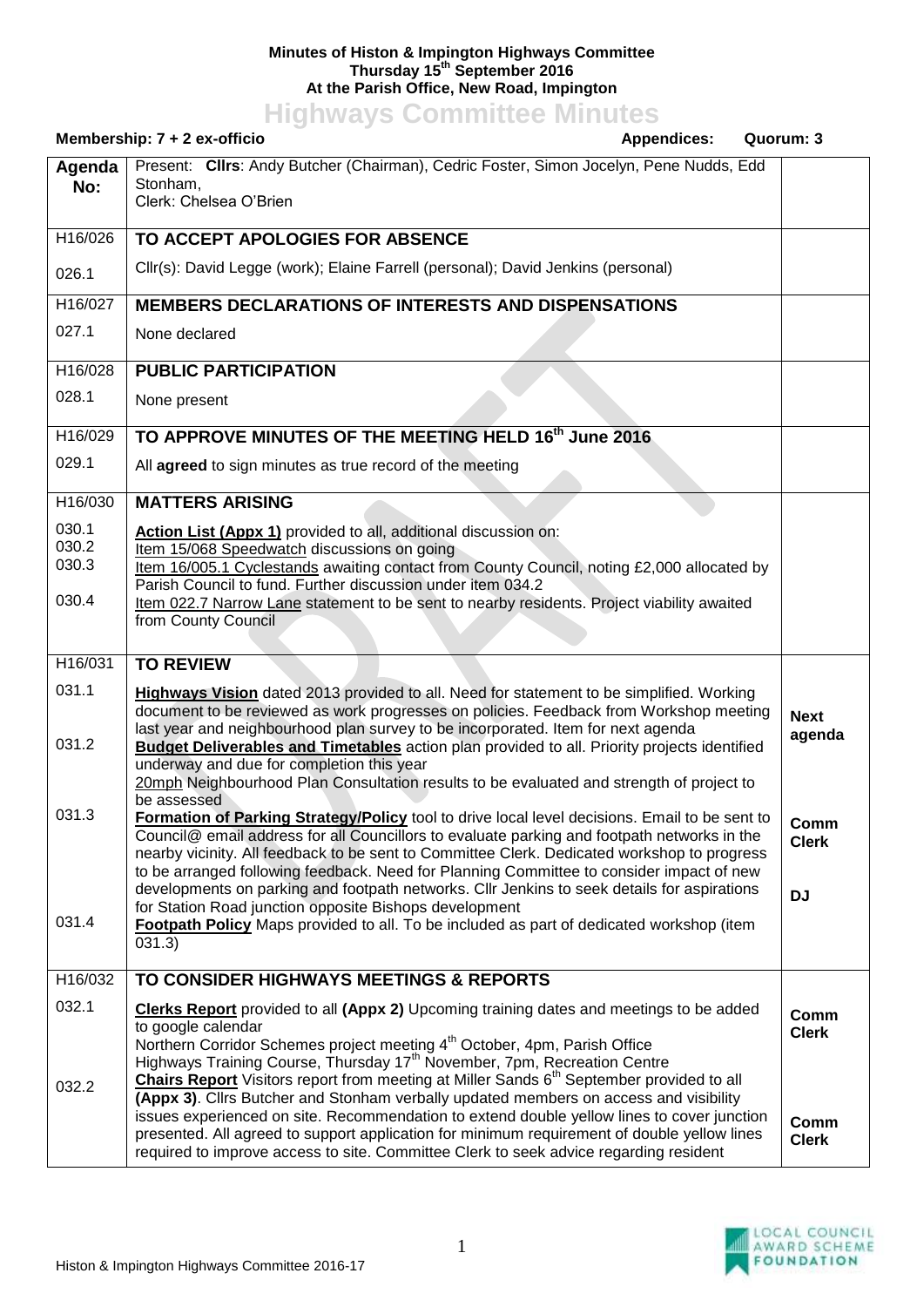**Minutes of Histon & Impington Highways Committee**
**Thursday 15th September 2016**
**At the Parish Office, New Road, Impington**

# Highways Committee Minutes

**Membership: 7 + 2 ex-officio** **Appendices:** **Quorum: 3**

| Agenda No: | Present: **Cllrs**: Andy Butcher (Chairman), Cedric Foster, Simon Jocelyn, Pene Nudds, Edd Stonham, Clerk: Chelsea O'Brien | |
|---|---|---|
| H16/026 | **TO ACCEPT APOLOGIES FOR ABSENCE** | |
| 026.1 | Cllr(s): David Legge (work); Elaine Farrell (personal); David Jenkins (personal) | |
| H16/027 | **MEMBERS DECLARATIONS OF INTERESTS AND DISPENSATIONS** | |
| 027.1 | None declared | |
| H16/028 | **PUBLIC PARTICIPATION** | |
| 028.1 | None present | |
| H16/029 | **TO APPROVE MINUTES OF THE MEETING HELD 16th June 2016** | |
| 029.1 | All **agreed** to sign minutes as true record of the meeting | |
| H16/030 | **MATTERS ARISING** | |
| 030.1 | **Action List (Appx 1)** provided to all, additional discussion on: | |
| 030.2 | Item 15/068 Speedwatch discussions on going | |
| 030.3 | Item 16/005.1 Cyclestands awaiting contact from County Council, noting £2,000 allocated by Parish Council to fund. Further discussion under item 034.2 | |
| 030.4 | Item 022.7 Narrow Lane statement to be sent to nearby residents. Project viability awaited from County Council | |
| H16/031 | **TO REVIEW** | |
| 031.1 | **Highways Vision** dated 2013 provided to all. Need for statement to be simplified. Working document to be reviewed as work progresses on policies. Feedback from Workshop meeting last year and neighbourhood plan survey to be incorporated. Item for next agenda | **Next agenda** |
| 031.2 | **Budget Deliverables and Timetables** action plan provided to all. Priority projects identified underway and due for completion this year<br>20mph Neighbourhood Plan Consultation results to be evaluated and strength of project to be assessed | |
| 031.3 | **Formation of Parking Strategy/Policy** tool to drive local level decisions. Email to be sent to Council@ email address for all Councillors to evaluate parking and footpath networks in the nearby vicinity. All feedback to be sent to Committee Clerk. Dedicated workshop to progress to be arranged following feedback. Need for Planning Committee to consider impact of new developments on parking and footpath networks. Cllr Jenkins to seek details for aspirations for Station Road junction opposite Bishops development | **Comm Clerk**<br><br>**DJ** |
| 031.4 | **Footpath Policy** Maps provided to all. To be included as part of dedicated workshop (item 031.3) | |
| H16/032 | **TO CONSIDER HIGHWAYS MEETINGS & REPORTS** | |
| 032.1 | **Clerks Report** provided to all **(Appx 2)** Upcoming training dates and meetings to be added to google calendar<br>Northern Corridor Schemes project meeting 4th October, 4pm, Parish Office<br>Highways Training Course, Thursday 17th November, 7pm, Recreation Centre | **Comm Clerk** |
| 032.2 | **Chairs Report** Visitors report from meeting at Miller Sands 6th September provided to all **(Appx 3)**. Cllrs Butcher and Stonham verbally updated members on access and visibility issues experienced on site. Recommendation to extend double yellow lines to cover junction presented. All agreed to support application for minimum requirement of double yellow lines required to improve access to site. Committee Clerk to seek advice regarding resident | **Comm Clerk** |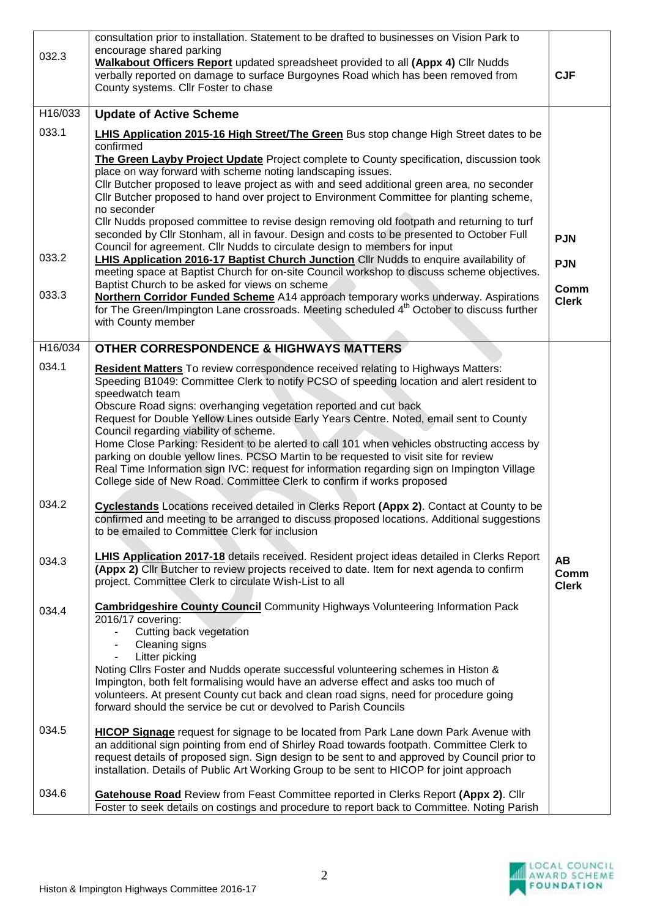| | | |
|---|---|---|
| 032.3 | consultation prior to installation. Statement to be drafted to businesses on Vision Park to encourage shared parking<br>**Walkabout Officers Report** updated spreadsheet provided to all **(Appx 4)** Cllr Nudds verbally reported on damage to surface Burgoynes Road which has been removed from County systems. Cllr Foster to chase | **CJF** |
| H16/033 | **Update of Active Scheme** | |
| 033.1 | **LHIS Application 2015-16 High Street/The Green** Bus stop change High Street dates to be confirmed<br>**The Green Layby Project Update** Project complete to County specification, discussion took place on way forward with scheme noting landscaping issues.<br>Cllr Butcher proposed to leave project as with and seed additional green area, no seconder<br>Cllr Butcher proposed to hand over project to Environment Committee for planting scheme, no seconder<br>Cllr Nudds proposed committee to revise design removing old footpath and returning to turf seconded by Cllr Stonham, all in favour. Design and costs to be presented to October Full Council for agreement. Cllr Nudds to circulate design to members for input | **PJN** |
| 033.2 | **LHIS Application 2016-17 Baptist Church Junction** Cllr Nudds to enquire availability of meeting space at Baptist Church for on-site Council workshop to discuss scheme objectives. Baptist Church to be asked for views on scheme | **PJN** |
| 033.3 | **Northern Corridor Funded Scheme** A14 approach temporary works underway. Aspirations for The Green/Impington Lane crossroads. Meeting scheduled 4th October to discuss further with County member | **Comm Clerk** |
| H16/034 | **OTHER CORRESPONDENCE & HIGHWAYS MATTERS** | |
| 034.1 | **Resident Matters** To review correspondence received relating to Highways Matters:<br>Speeding B1049: Committee Clerk to notify PCSO of speeding location and alert resident to speedwatch team<br>Obscure Road signs: overhanging vegetation reported and cut back<br>Request for Double Yellow Lines outside Early Years Centre. Noted, email sent to County Council regarding viability of scheme.<br>Home Close Parking: Resident to be alerted to call 101 when vehicles obstructing access by parking on double yellow lines. PCSO Martin to be requested to visit site for review<br>Real Time Information sign IVC: request for information regarding sign on Impington Village College side of New Road. Committee Clerk to confirm if works proposed | |
| 034.2 | **Cyclestands** Locations received detailed in Clerks Report **(Appx 2)**. Contact at County to be confirmed and meeting to be arranged to discuss proposed locations. Additional suggestions to be emailed to Committee Clerk for inclusion | |
| 034.3 | **LHIS Application 2017-18** details received. Resident project ideas detailed in Clerks Report **(Appx 2)** Cllr Butcher to review projects received to date. Item for next agenda to confirm project. Committee Clerk to circulate Wish-List to all | **AB**<br>**Comm Clerk** |
| 034.4 | **Cambridgeshire County Council** Community Highways Volunteering Information Pack 2016/17 covering:<br>- Cutting back vegetation<br>- Cleaning signs<br>- Litter picking<br>Noting Cllrs Foster and Nudds operate successful volunteering schemes in Histon & Impington, both felt formalising would have an adverse effect and asks too much of volunteers. At present County cut back and clean road signs, need for procedure going forward should the service be cut or devolved to Parish Councils | |
| 034.5 | **HICOP Signage** request for signage to be located from Park Lane down Park Avenue with an additional sign pointing from end of Shirley Road towards footpath. Committee Clerk to request details of proposed sign. Sign design to be sent to and approved by Council prior to installation. Details of Public Art Working Group to be sent to HICOP for joint approach | |
| 034.6 | **Gatehouse Road** Review from Feast Committee reported in Clerks Report **(Appx 2)**. Cllr Foster to seek details on costings and procedure to report back to Committee. Noting Parish | |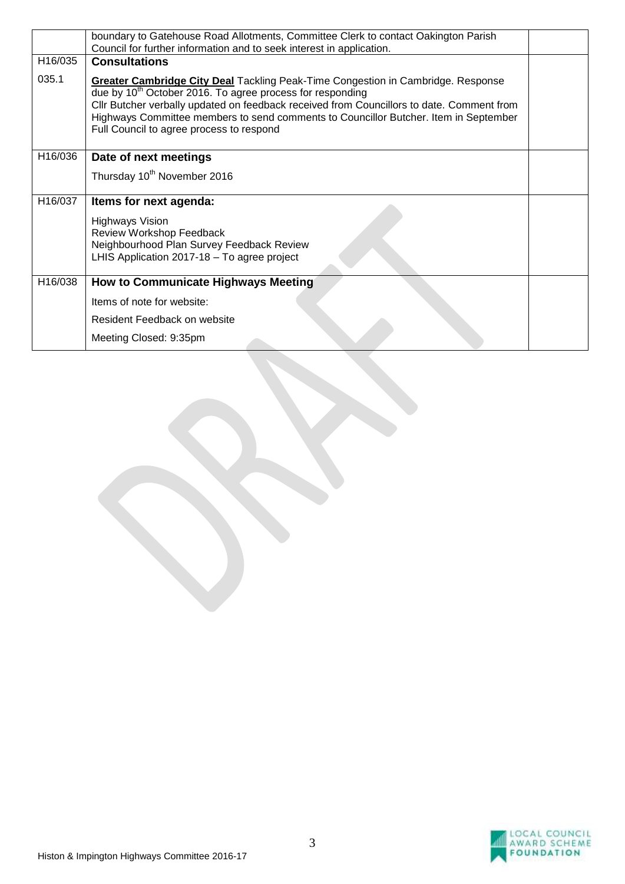| | | |
|---|---|---|
| | boundary to Gatehouse Road Allotments, Committee Clerk to contact Oakington Parish Council for further information and to seek interest in application. | |
| H16/035 | **Consultations** | |
| 035.1 | **Greater Cambridge City Deal** Tackling Peak-Time Congestion in Cambridge. Response due by 10th October 2016. To agree process for responding<br>Cllr Butcher verbally updated on feedback received from Councillors to date. Comment from Highways Committee members to send comments to Councillor Butcher. Item in September Full Council to agree process to respond | |
| H16/036 | **Date of next meetings**<br>Thursday 10th November 2016 | |
| H16/037 | **Items for next agenda:**<br>Highways Vision<br>Review Workshop Feedback<br>Neighbourhood Plan Survey Feedback Review<br>LHIS Application 2017-18 – To agree project | |
| H16/038 | **How to Communicate Highways Meeting**<br>Items of note for website:<br>Resident Feedback on website<br>Meeting Closed: 9:35pm | |

DRAFT

Histon & Impington Highways Committee 2016-17